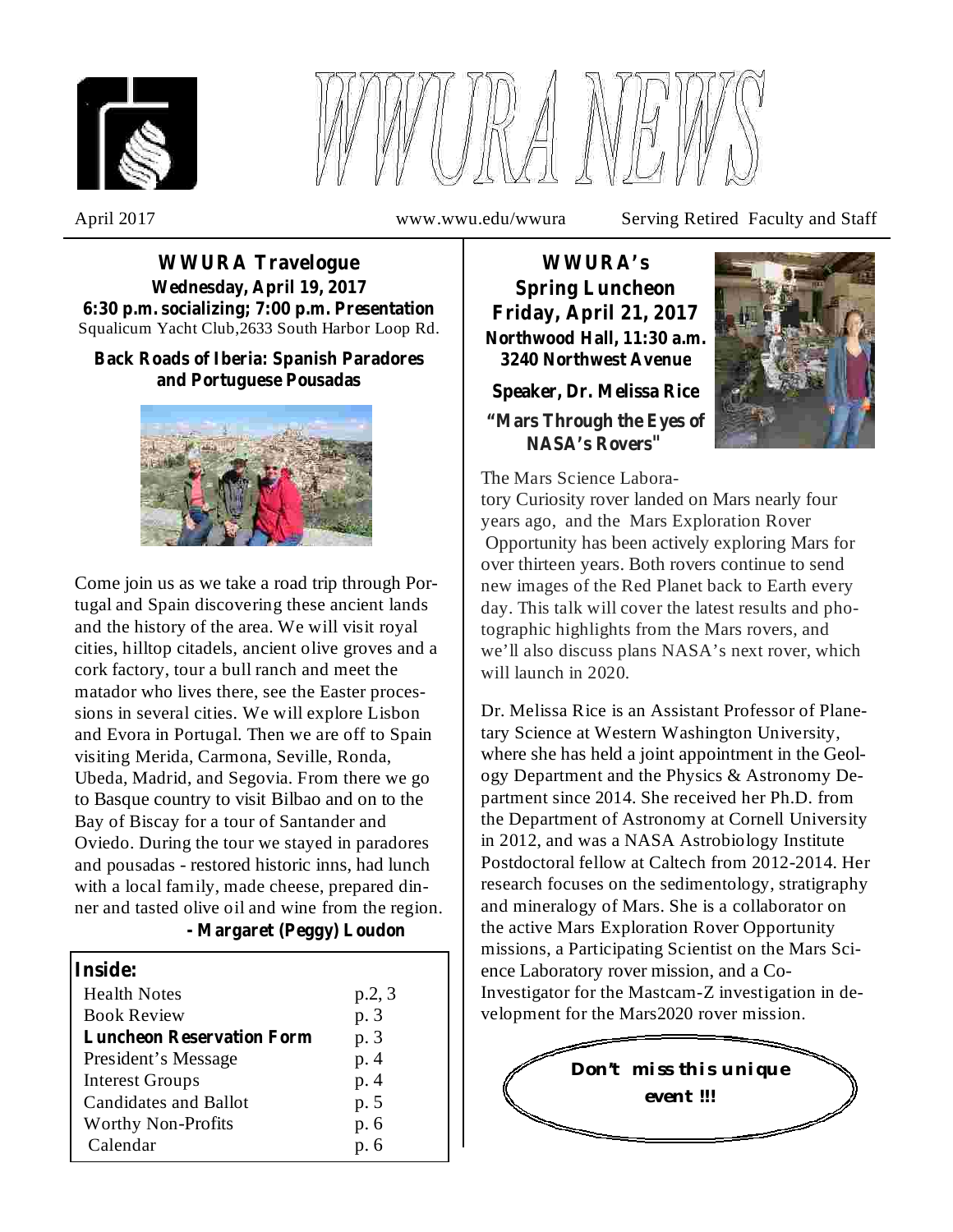# WWURA NEWS

April 2017 www.wwu.edu/wwura Serving Retired Faculty and Staff

## WWURA Travelogue

**Wednesday, April 19, 2017**
**6:30 p.m. socializing; 7:00 p.m. Presentation**
Squalicum Yacht Club,2633 South Harbor Loop Rd.

**Back Roads of Iberia: Spanish Paradores and Portuguese Pousadas**

Come join us as we take a road trip through Portugal and Spain discovering these ancient lands and the history of the area. We will visit royal cities, hilltop citadels, ancient olive groves and a cork factory, tour a bull ranch and meet the matador who lives there, see the Easter processions in several cities. We will explore Lisbon and Evora in Portugal. Then we are off to Spain visiting Merida, Carmona, Seville, Ronda, Ubeda, Madrid, and Segovia. From there we go to Basque country to visit Bilbao and on to the Bay of Biscay for a tour of Santander and Oviedo. During the tour we stayed in paradores and pousadas - restored historic inns, had lunch with a local family, made cheese, prepared dinner and tasted olive oil and wine from the region.

**- Margaret (Peggy) Loudon**

**Inside:**

| | |
|---|---|
| Health Notes | p.2, 3 |
| Book Review | p. 3 |
| **Luncheon Reservation Form** | p. 3 |
| President's Message | p. 4 |
| Interest Groups | p. 4 |
| Candidates and Ballot | p. 5 |
| Worthy Non-Profits | p. 6 |
| Calendar | p. 6 |

## WWURA's Spring Luncheon

**Friday, April 21, 2017**
**Northwood Hall, 11:30 a.m.**
**3240 Northwest Avenue**

**Speaker, Dr. Melissa Rice**

**"Mars Through the Eyes of NASA's Rovers"**

The Mars Science Laboratory Curiosity rover landed on Mars nearly four years ago, and the Mars Exploration Rover Opportunity has been actively exploring Mars for over thirteen years. Both rovers continue to send new images of the Red Planet back to Earth every day. This talk will cover the latest results and photographic highlights from the Mars rovers, and we'll also discuss plans NASA's next rover, which will launch in 2020.

Dr. Melissa Rice is an Assistant Professor of Planetary Science at Western Washington University, where she has held a joint appointment in the Geology Department and the Physics & Astronomy Department since 2014. She received her Ph.D. from the Department of Astronomy at Cornell University in 2012, and was a NASA Astrobiology Institute Postdoctoral fellow at Caltech from 2012-2014. Her research focuses on the sedimentology, stratigraphy and mineralogy of Mars. She is a collaborator on the active Mars Exploration Rover Opportunity missions, a Participating Scientist on the Mars Science Laboratory rover mission, and a Co-Investigator for the Mastcam-Z investigation in development for the Mars2020 rover mission.

**Don't miss this unique event !!!**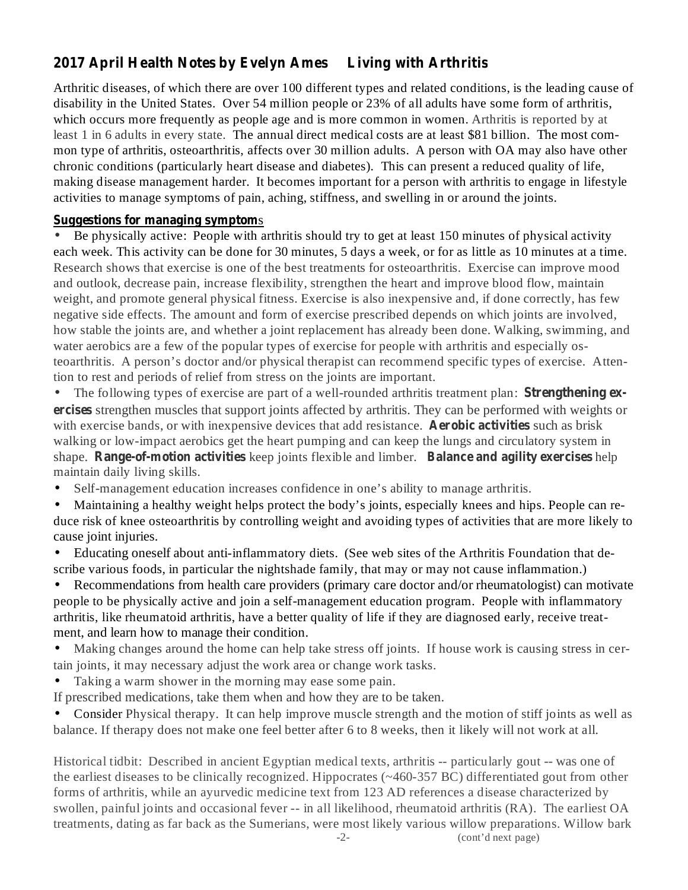## 2017 April Health Notes by Evelyn Ames     Living with Arthritis

Arthritic diseases, of which there are over 100 different types and related conditions, is the leading cause of disability in the United States. Over 54 million people or 23% of all adults have some form of arthritis, which occurs more frequently as people age and is more common in women. Arthritis is reported by at least 1 in 6 adults in every state. The annual direct medical costs are at least $81 billion. The most common type of arthritis, osteoarthritis, affects over 30 million adults. A person with OA may also have other chronic conditions (particularly heart disease and diabetes). This can present a reduced quality of life, making disease management harder. It becomes important for a person with arthritis to engage in lifestyle activities to manage symptoms of pain, aching, stiffness, and swelling in or around the joints.

**Suggestions for managing symptoms**

- Be physically active: People with arthritis should try to get at least 150 minutes of physical activity each week. This activity can be done for 30 minutes, 5 days a week, or for as little as 10 minutes at a time. Research shows that exercise is one of the best treatments for osteoarthritis. Exercise can improve mood and outlook, decrease pain, increase flexibility, strengthen the heart and improve blood flow, maintain weight, and promote general physical fitness. Exercise is also inexpensive and, if done correctly, has few negative side effects. The amount and form of exercise prescribed depends on which joints are involved, how stable the joints are, and whether a joint replacement has already been done. Walking, swimming, and water aerobics are a few of the popular types of exercise for people with arthritis and especially osteoarthritis. A person's doctor and/or physical therapist can recommend specific types of exercise. Attention to rest and periods of relief from stress on the joints are important.
- The following types of exercise are part of a well-rounded arthritis treatment plan: **Strengthening exercises** strengthen muscles that support joints affected by arthritis. They can be performed with weights or with exercise bands, or with inexpensive devices that add resistance. **Aerobic activities** such as brisk walking or low-impact aerobics get the heart pumping and can keep the lungs and circulatory system in shape. **Range-of-motion activities** keep joints flexible and limber. **Balance and agility exercises** help maintain daily living skills.
- Self-management education increases confidence in one's ability to manage arthritis.
- Maintaining a healthy weight helps protect the body's joints, especially knees and hips. People can reduce risk of knee osteoarthritis by controlling weight and avoiding types of activities that are more likely to cause joint injuries.
- Educating oneself about anti-inflammatory diets. (See web sites of the Arthritis Foundation that describe various foods, in particular the nightshade family, that may or may not cause inflammation.)
- Recommendations from health care providers (primary care doctor and/or rheumatologist) can motivate people to be physically active and join a self-management education program. People with inflammatory arthritis, like rheumatoid arthritis, have a better quality of life if they are diagnosed early, receive treatment, and learn how to manage their condition.
- Making changes around the home can help take stress off joints. If house work is causing stress in certain joints, it may necessary adjust the work area or change work tasks.
- Taking a warm shower in the morning may ease some pain.

If prescribed medications, take them when and how they are to be taken.

- Consider Physical therapy. It can help improve muscle strength and the motion of stiff joints as well as balance. If therapy does not make one feel better after 6 to 8 weeks, then it likely will not work at all.

Historical tidbit: Described in ancient Egyptian medical texts, arthritis -- particularly gout -- was one of the earliest diseases to be clinically recognized. Hippocrates (~460-357 BC) differentiated gout from other forms of arthritis, while an ayurvedic medicine text from 123 AD references a disease characterized by swollen, painful joints and occasional fever -- in all likelihood, rheumatoid arthritis (RA). The earliest OA treatments, dating as far back as the Sumerians, were most likely various willow preparations. Willow bark

(cont'd next page)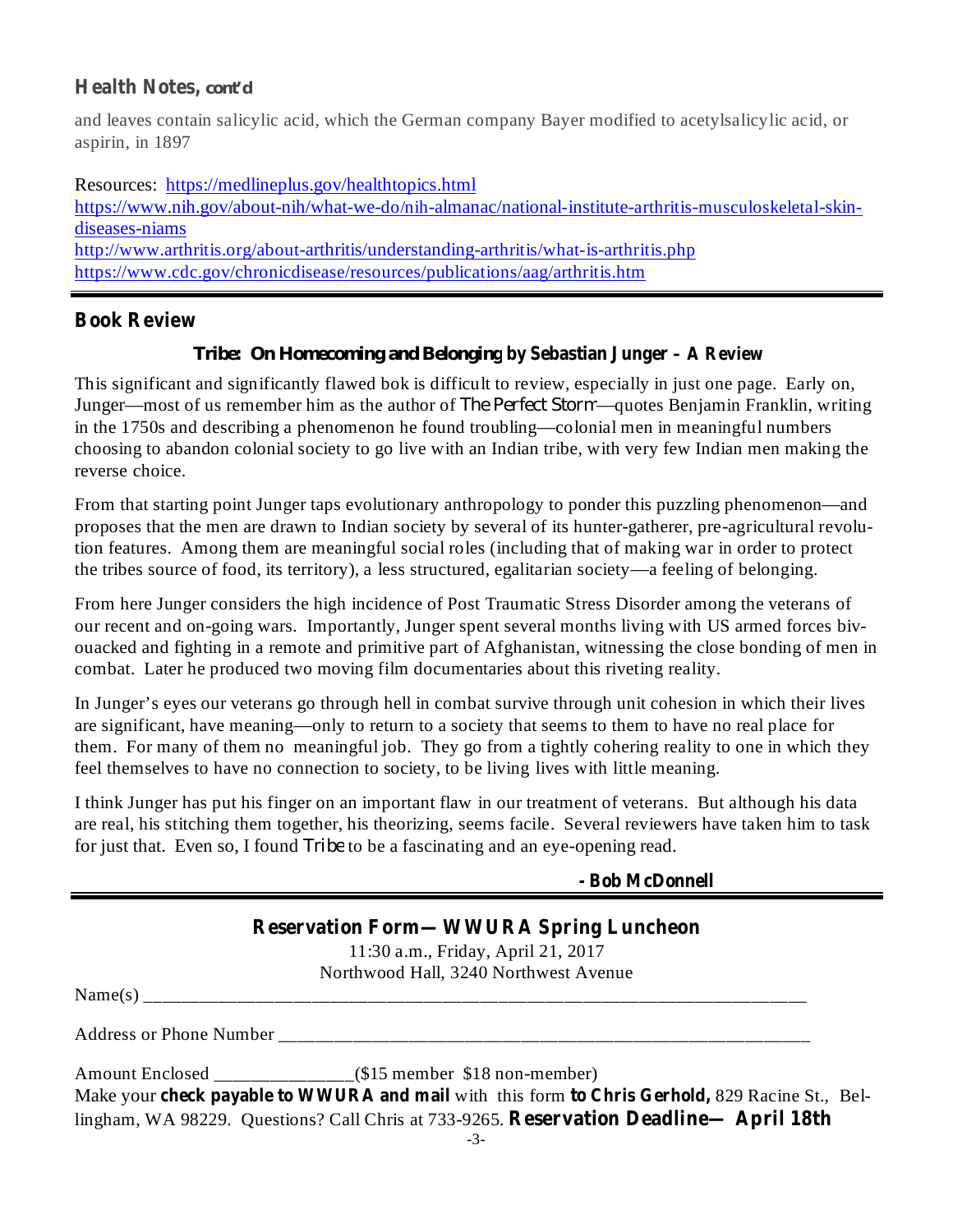## Health Notes, *cont'd*

and leaves contain salicylic acid, which the German company Bayer modified to acetylsalicylic acid, or aspirin, in 1897

Resources: https://medlineplus.gov/healthtopics.html
https://www.nih.gov/about-nih/what-we-do/nih-almanac/national-institute-arthritis-musculoskeletal-skin-diseases-niams
http://www.arthritis.org/about-arthritis/understanding-arthritis/what-is-arthritis.php
https://www.cdc.gov/chronicdisease/resources/publications/aag/arthritis.htm

---

## Book Review

### *Tribe: On Homecoming and Belonging* by Sebastian Junger – A Review

This significant and significantly flawed bok is difficult to review, especially in just one page. Early on, Junger—most of us remember him as the author of *The Perfect Storm*—quotes Benjamin Franklin, writing in the 1750s and describing a phenomenon he found troubling—colonial men in meaningful numbers choosing to abandon colonial society to go live with an Indian tribe, with very few Indian men making the reverse choice.

From that starting point Junger taps evolutionary anthropology to ponder this puzzling phenomenon—and proposes that the men are drawn to Indian society by several of its hunter-gatherer, pre-agricultural revolution features. Among them are meaningful social roles (including that of making war in order to protect the tribes source of food, its territory), a less structured, egalitarian society—a feeling of belonging.

From here Junger considers the high incidence of Post Traumatic Stress Disorder among the veterans of our recent and on-going wars. Importantly, Junger spent several months living with US armed forces bivouacked and fighting in a remote and primitive part of Afghanistan, witnessing the close bonding of men in combat. Later he produced two moving film documentaries about this riveting reality.

In Junger's eyes our veterans go through hell in combat survive through unit cohesion in which their lives are significant, have meaning—only to return to a society that seems to them to have no real place for them. For many of them no meaningful job. They go from a tightly cohering reality to one in which they feel themselves to have no connection to society, to be living lives with little meaning.

I think Junger has put his finger on an important flaw in our treatment of veterans. But although his data are real, his stitching them together, his theorizing, seems facile. Several reviewers have taken him to task for just that. Even so, I found *Tribe* to be a fascinating and an eye-opening read.

**- Bob McDonnell**

---

## Reservation Form—WWURA Spring Luncheon

11:30 a.m., Friday, April 21, 2017
Northwood Hall, 3240 Northwest Avenue

Name(s) ________________________________________________________________

Address or Phone Number ____________________________________________________

Amount Enclosed ______________($15 member $18 non-member)
Make your **check payable to WWURA and mail** with this form **to Chris Gerhold,** 829 Racine St., Bellingham, WA 98229. Questions? Call Chris at 733-9265. **Reservation Deadline— April 18th**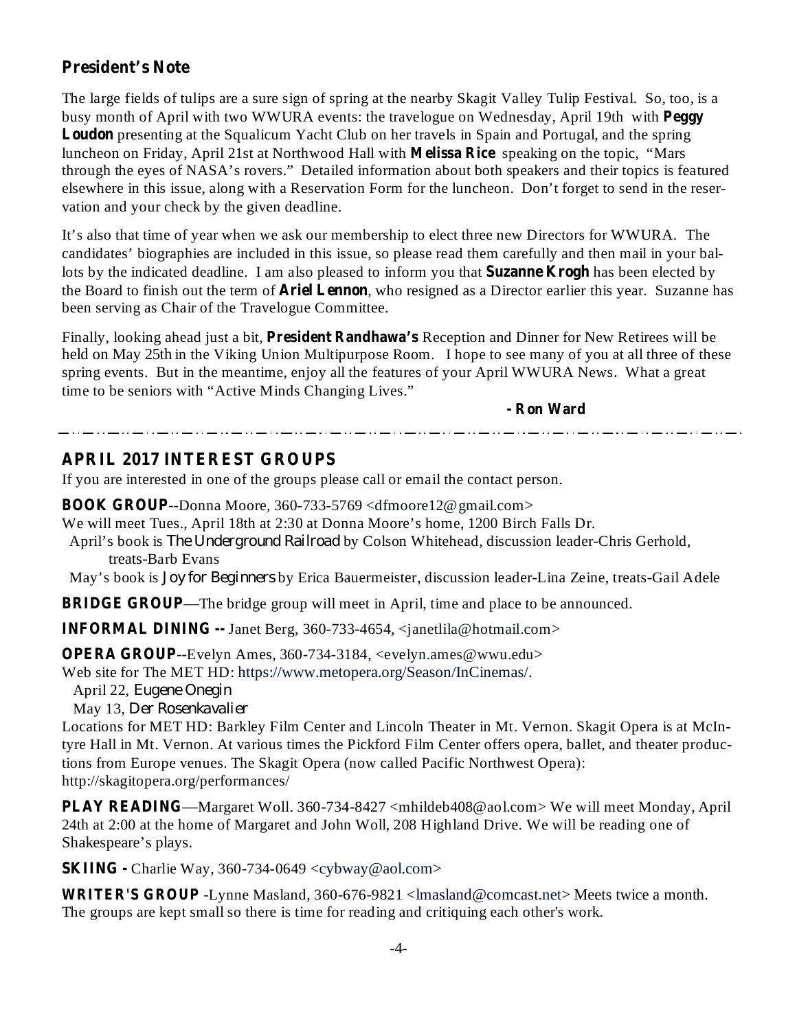## President's Note

The large fields of tulips are a sure sign of spring at the nearby Skagit Valley Tulip Festival. So, too, is a busy month of April with two WWURA events: the travelogue on Wednesday, April 19th with **Peggy Loudon** presenting at the Squalicum Yacht Club on her travels in Spain and Portugal, and the spring luncheon on Friday, April 21st at Northwood Hall with **Melissa Rice** speaking on the topic, "Mars through the eyes of NASA's rovers." Detailed information about both speakers and their topics is featured elsewhere in this issue, along with a Reservation Form for the luncheon. Don't forget to send in the reservation and your check by the given deadline.

It's also that time of year when we ask our membership to elect three new Directors for WWURA. The candidates' biographies are included in this issue, so please read them carefully and then mail in your ballots by the indicated deadline. I am also pleased to inform you that **Suzanne Krogh** has been elected by the Board to finish out the term of **Ariel Lennon**, who resigned as a Director earlier this year. Suzanne has been serving as Chair of the Travelogue Committee.

Finally, looking ahead just a bit, **President Randhawa's** Reception and Dinner for New Retirees will be held on May 25th in the Viking Union Multipurpose Room. I hope to see many of you at all three of these spring events. But in the meantime, enjoy all the features of your April WWURA News. What a great time to be seniors with "Active Minds Changing Lives."

**- Ron Ward**

---

## APRIL 2017 INTEREST GROUPS

If you are interested in one of the groups please call or email the contact person.

**BOOK GROUP**--Donna Moore, 360-733-5769 <dfmoore12@gmail.com>
We will meet Tues., April 18th at 2:30 at Donna Moore's home, 1200 Birch Falls Dr.
April's book is *The Underground Railroad* by Colson Whitehead, discussion leader-Chris Gerhold, treats-Barb Evans
May's book is *Joy for Beginners* by Erica Bauermeister, discussion leader-Lina Zeine, treats-Gail Adele

**BRIDGE GROUP**—The bridge group will meet in April, time and place to be announced.

**INFORMAL DINING --** Janet Berg, 360-733-4654, <janetlila@hotmail.com>

**OPERA GROUP**--Evelyn Ames, 360-734-3184, <evelyn.ames@wwu.edu>
Web site for The MET HD: https://www.metopera.org/Season/InCinemas/.
April 22, *Eugene Onegin*
May 13, *Der Rosenkavalier*
Locations for MET HD: Barkley Film Center and Lincoln Theater in Mt. Vernon. Skagit Opera is at McIntyre Hall in Mt. Vernon. At various times the Pickford Film Center offers opera, ballet, and theater productions from Europe venues. The Skagit Opera (now called Pacific Northwest Opera): http://skagitopera.org/performances/

**PLAY READING**—Margaret Woll. 360-734-8427 <mhildeb408@aol.com> We will meet Monday, April 24th at 2:00 at the home of Margaret and John Woll, 208 Highland Drive. We will be reading one of Shakespeare's plays.

**SKIING -** Charlie Way, 360-734-0649 <cybway@aol.com>

**WRITER'S GROUP** -Lynne Masland, 360-676-9821 <lmasland@comcast.net> Meets twice a month. The groups are kept small so there is time for reading and critiquing each other's work.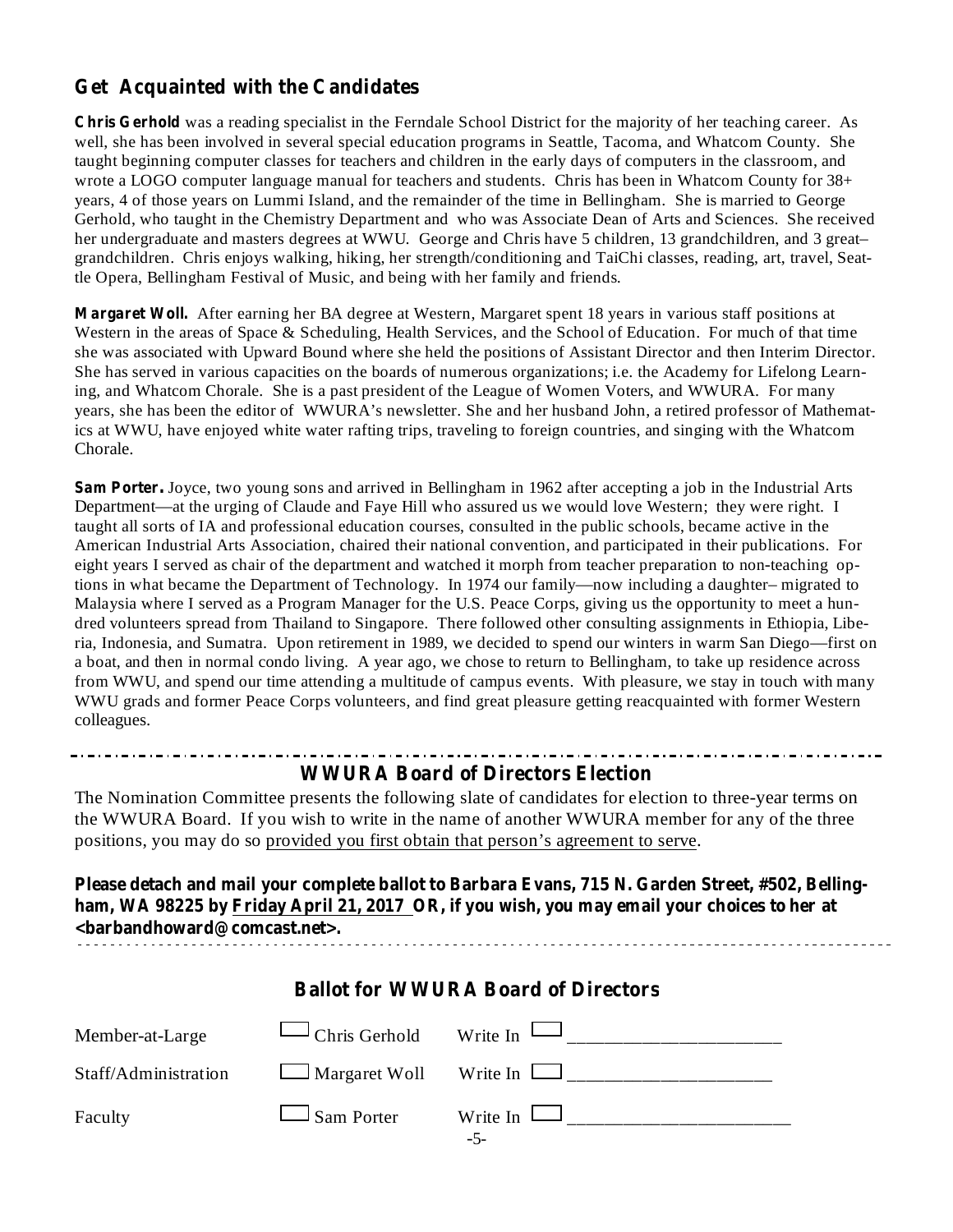## Get Acquainted with the Candidates

**Chris Gerhold** was a reading specialist in the Ferndale School District for the majority of her teaching career. As well, she has been involved in several special education programs in Seattle, Tacoma, and Whatcom County. She taught beginning computer classes for teachers and children in the early days of computers in the classroom, and wrote a LOGO computer language manual for teachers and students. Chris has been in Whatcom County for 38+ years, 4 of those years on Lummi Island, and the remainder of the time in Bellingham. She is married to George Gerhold, who taught in the Chemistry Department and who was Associate Dean of Arts and Sciences. She received her undergraduate and masters degrees at WWU. George and Chris have 5 children, 13 grandchildren, and 3 great–grandchildren. Chris enjoys walking, hiking, her strength/conditioning and TaiChi classes, reading, art, travel, Seattle Opera, Bellingham Festival of Music, and being with her family and friends.

**Margaret Woll.** After earning her BA degree at Western, Margaret spent 18 years in various staff positions at Western in the areas of Space & Scheduling, Health Services, and the School of Education. For much of that time she was associated with Upward Bound where she held the positions of Assistant Director and then Interim Director. She has served in various capacities on the boards of numerous organizations; i.e. the Academy for Lifelong Learning, and Whatcom Chorale. She is a past president of the League of Women Voters, and WWURA. For many years, she has been the editor of WWURA's newsletter. She and her husband John, a retired professor of Mathematics at WWU, have enjoyed white water rafting trips, traveling to foreign countries, and singing with the Whatcom Chorale.

**Sam Porter.** Joyce, two young sons and arrived in Bellingham in 1962 after accepting a job in the Industrial Arts Department—at the urging of Claude and Faye Hill who assured us we would love Western; they were right. I taught all sorts of IA and professional education courses, consulted in the public schools, became active in the American Industrial Arts Association, chaired their national convention, and participated in their publications. For eight years I served as chair of the department and watched it morph from teacher preparation to non-teaching options in what became the Department of Technology. In 1974 our family—now including a daughter– migrated to Malaysia where I served as a Program Manager for the U.S. Peace Corps, giving us the opportunity to meet a hundred volunteers spread from Thailand to Singapore. There followed other consulting assignments in Ethiopia, Liberia, Indonesia, and Sumatra. Upon retirement in 1989, we decided to spend our winters in warm San Diego—first on a boat, and then in normal condo living. A year ago, we chose to return to Bellingham, to take up residence across from WWU, and spend our time attending a multitude of campus events. With pleasure, we stay in touch with many WWU grads and former Peace Corps volunteers, and find great pleasure getting reacquainted with former Western colleagues.

---

## WWURA Board of Directors Election

The Nomination Committee presents the following slate of candidates for election to three-year terms on the WWURA Board. If you wish to write in the name of another WWURA member for any of the three positions, you may do so provided you first obtain that person's agreement to serve.

**Please detach and mail your complete ballot to Barbara Evans, 715 N. Garden Street, #502, Bellingham, WA 98225 by Friday April 21, 2017 OR, if you wish, you may email your choices to her at <barbandhoward@comcast.net>.**

---

## Ballot for WWURA Board of Directors

| | | |
|---|---|---|
| Member-at-Large | ☐ Chris Gerhold | Write In ☐ ______________________ |
| Staff/Administration | ☐ Margaret Woll | Write In ☐ ______________________ |
| Faculty | ☐ Sam Porter | Write In ☐ ______________________ |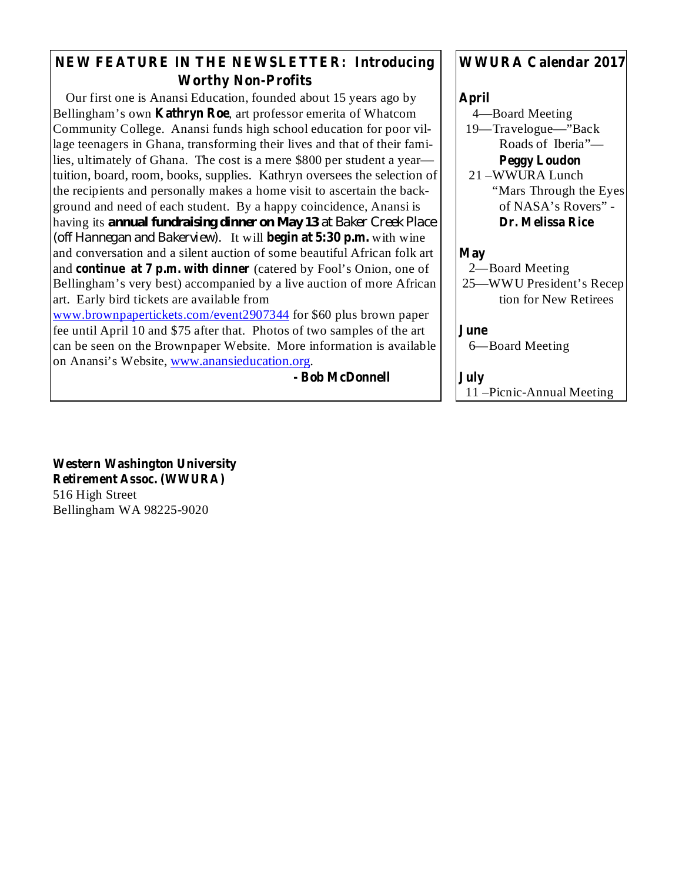## NEW FEATURE IN THE NEWSLETTER: Introducing Worthy Non-Profits

Our first one is Anansi Education, founded about 15 years ago by Bellingham's own **Kathryn Roe**, art professor emerita of Whatcom Community College. Anansi funds high school education for poor village teenagers in Ghana, transforming their lives and that of their families, ultimately of Ghana. The cost is a mere $800 per student a year—tuition, board, room, books, supplies. Kathryn oversees the selection of the recipients and personally makes a home visit to ascertain the background and need of each student. By a happy coincidence, Anansi is having its **annual fundraising dinner on May 13** at Baker Creek Place (off Hannegan and Bakerview). It will **begin at 5:30 p.m.** with wine and conversation and a silent auction of some beautiful African folk art and **continue at 7 p.m. with dinner** (catered by Fool's Onion, one of Bellingham's very best) accompanied by a live auction of more African art. Early bird tickets are available from www.brownpapertickets.com/event2907344 for $60 plus brown paper fee until April 10 and $75 after that. Photos of two samples of the art can be seen on the Brownpaper Website. More information is available on Anansi's Website, www.anansieducation.org.

**- Bob McDonnell**

## WWURA Calendar 2017

**April**

4—Board Meeting
19—Travelogue—"Back Roads of Iberia"—**Peggy Loudon**
21 –WWURA Lunch "Mars Through the Eyes of NASA's Rovers" - **Dr. Melissa Rice**

**May**

2—Board Meeting
25—WWU President's Reception for New Retirees

**June**

6—Board Meeting

**July**

11 –Picnic-Annual Meeting

**Western Washington University Retirement Assoc. (WWURA)**
516 High Street
Bellingham WA 98225-9020